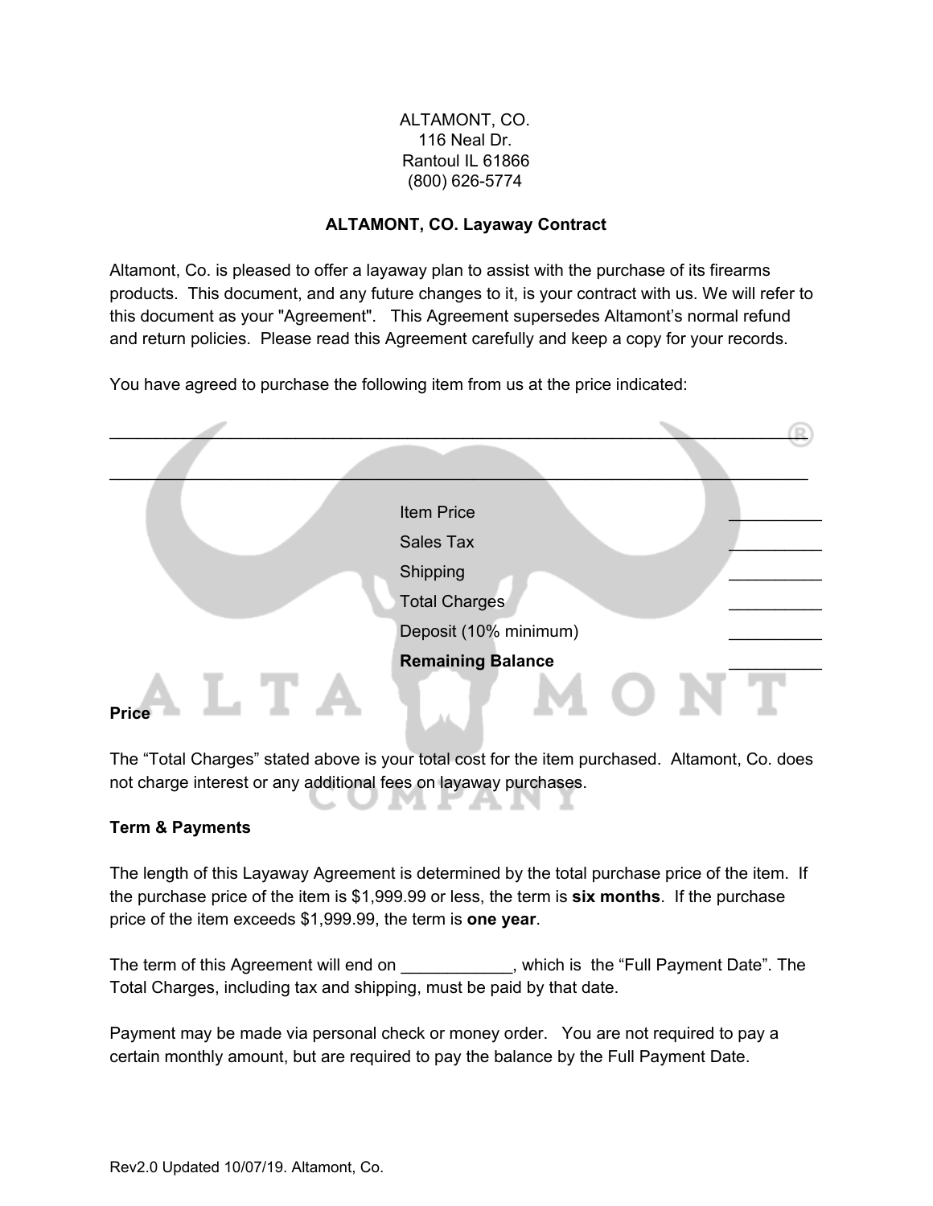ALTAMONT, CO.
116 Neal Dr.
Rantoul IL 61866
(800) 626-5774

**ALTAMONT, CO. Layaway Contract**

Altamont, Co. is pleased to offer a layaway plan to assist with the purchase of its firearms products. This document, and any future changes to it, is your contract with us. We will refer to this document as your "Agreement". This Agreement supersedes Altamont's normal refund and return policies. Please read this Agreement carefully and keep a copy for your records.

You have agreed to purchase the following item from us at the price indicated:

___________________________________________________________________________

___________________________________________________________________________

| | |
|---|---|
| Item Price | __________ |
| Sales Tax | __________ |
| Shipping | __________ |
| Total Charges | __________ |
| Deposit (10% minimum) | __________ |
| **Remaining Balance** | __________ |

**Price**

The "Total Charges" stated above is your total cost for the item purchased. Altamont, Co. does not charge interest or any additional fees on layaway purchases.

**Term & Payments**

The length of this Layaway Agreement is determined by the total purchase price of the item. If the purchase price of the item is $1,999.99 or less, the term is **six months**. If the purchase price of the item exceeds $1,999.99, the term is **one year**.

The term of this Agreement will end on ____________, which is the "Full Payment Date". The Total Charges, including tax and shipping, must be paid by that date.

Payment may be made via personal check or money order. You are not required to pay a certain monthly amount, but are required to pay the balance by the Full Payment Date.

Rev2.0 Updated 10/07/19. Altamont, Co.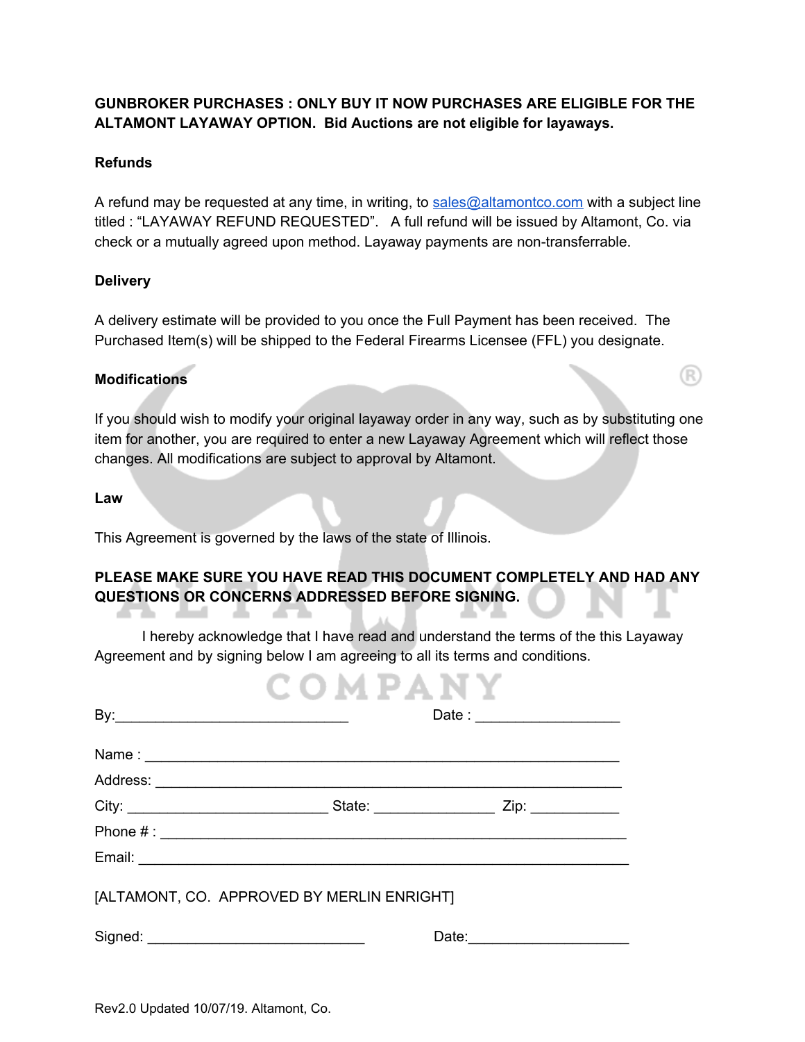**GUNBROKER PURCHASES : ONLY BUY IT NOW PURCHASES ARE ELIGIBLE FOR THE ALTAMONT LAYAWAY OPTION. Bid Auctions are not eligible for layaways.**

**Refunds**

A refund may be requested at any time, in writing, to sales@altamontco.com with a subject line titled : “LAYAWAY REFUND REQUESTED”. A full refund will be issued by Altamont, Co. via check or a mutually agreed upon method. Layaway payments are non-transferrable.

**Delivery**

A delivery estimate will be provided to you once the Full Payment has been received. The Purchased Item(s) will be shipped to the Federal Firearms Licensee (FFL) you designate.

**Modifications**

If you should wish to modify your original layaway order in any way, such as by substituting one item for another, you are required to enter a new Layaway Agreement which will reflect those changes. All modifications are subject to approval by Altamont.

**Law**

This Agreement is governed by the laws of the state of Illinois.

**PLEASE MAKE SURE YOU HAVE READ THIS DOCUMENT COMPLETELY AND HAD ANY QUESTIONS OR CONCERNS ADDRESSED BEFORE SIGNING.**

I hereby acknowledge that I have read and understand the terms of the this Layaway Agreement and by signing below I am agreeing to all its terms and conditions.

By:_____________________________ Date : __________________

Name : ___________________________________________________________

Address: __________________________________________________________

City: _________________________ State: _______________ Zip: ___________

Phone # : _________________________________________________________

Email: ____________________________________________________________

[ALTAMONT, CO. APPROVED BY MERLIN ENRIGHT]

Signed: ___________________________ Date:____________________

Rev2.0 Updated 10/07/19. Altamont, Co.